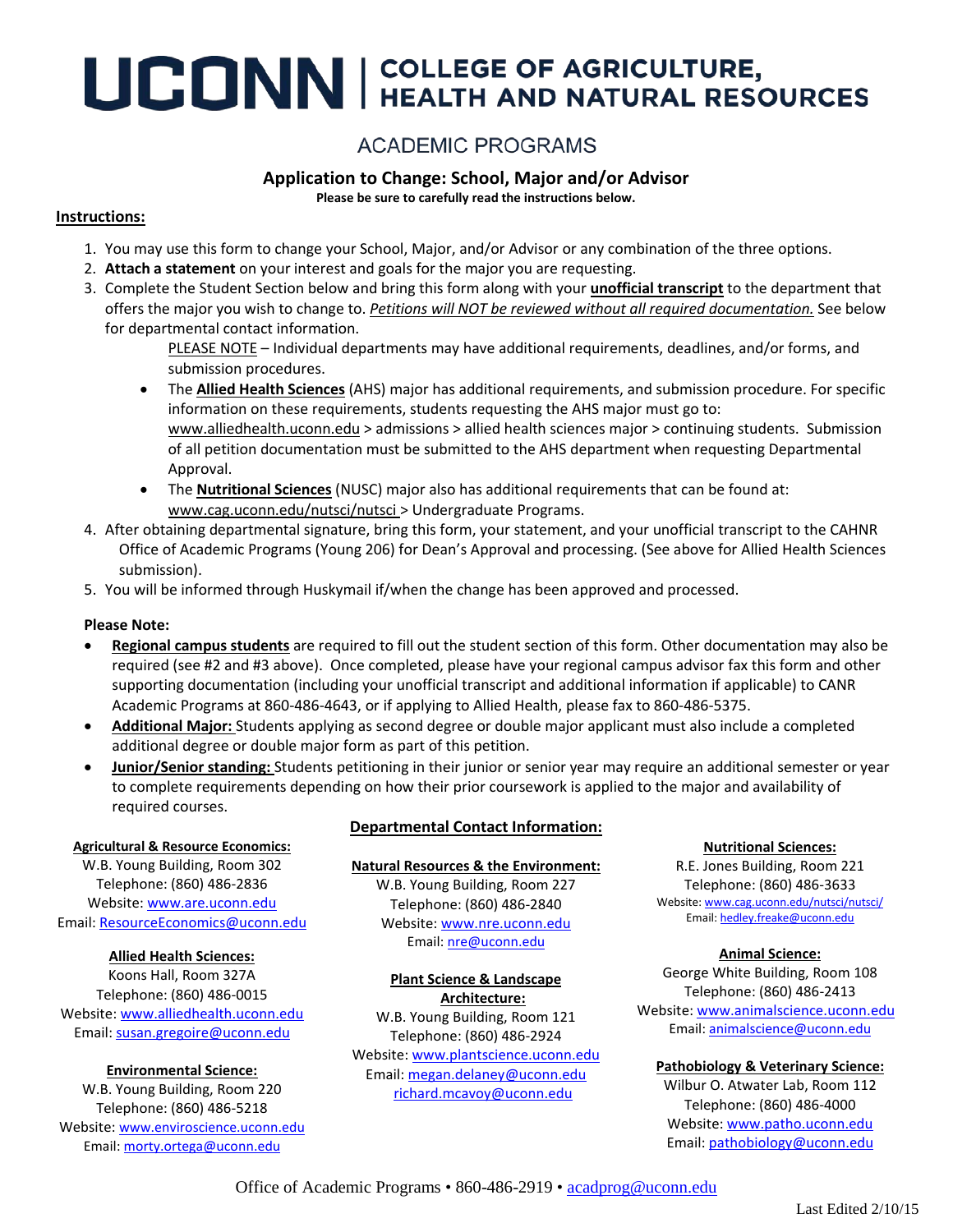# UCONN | COLLEGE OF AGRICULTURE, HEALTH AND NATURAL RESOURCES

## ACADEMIC PROGRAMS

### Application to Change: School, Major and/or Advisor

**Please be sure to carefully read the instructions below.**

**Instructions:**

1. You may use this form to change your School, Major, and/or Advisor or any combination of the three options.
2. **Attach a statement** on your interest and goals for the major you are requesting.
3. Complete the Student Section below and bring this form along with your **unofficial transcript** to the department that offers the major you wish to change to. *Petitions will NOT be reviewed without all required documentation.* See below for departmental contact information.

   PLEASE NOTE – Individual departments may have additional requirements, deadlines, and/or forms, and submission procedures.

   - The **Allied Health Sciences** (AHS) major has additional requirements, and submission procedure. For specific information on these requirements, students requesting the AHS major must go to: www.alliedhealth.uconn.edu > admissions > allied health sciences major > continuing students. Submission of all petition documentation must be submitted to the AHS department when requesting Departmental Approval.
   - The **Nutritional Sciences** (NUSC) major also has additional requirements that can be found at: www.cag.uconn.edu/nutsci/nutsci > Undergraduate Programs.
4. After obtaining departmental signature, bring this form, your statement, and your unofficial transcript to the CAHNR Office of Academic Programs (Young 206) for Dean's Approval and processing. (See above for Allied Health Sciences submission).
5. You will be informed through Huskymail if/when the change has been approved and processed.

**Please Note:**

- **Regional campus students** are required to fill out the student section of this form. Other documentation may also be required (see #2 and #3 above). Once completed, please have your regional campus advisor fax this form and other supporting documentation (including your unofficial transcript and additional information if applicable) to CANR Academic Programs at 860-486-4643, or if applying to Allied Health, please fax to 860-486-5375.
- **Additional Major:** Students applying as second degree or double major applicant must also include a completed additional degree or double major form as part of this petition.
- **Junior/Senior standing:** Students petitioning in their junior or senior year may require an additional semester or year to complete requirements depending on how their prior coursework is applied to the major and availability of required courses.

**Departmental Contact Information:**

**Agricultural & Resource Economics:**
W.B. Young Building, Room 302
Telephone: (860) 486-2836
Website: www.are.uconn.edu
Email: ResourceEconomics@uconn.edu

**Allied Health Sciences:**
Koons Hall, Room 327A
Telephone: (860) 486-0015
Website: www.alliedhealth.uconn.edu
Email: susan.gregoire@uconn.edu

**Environmental Science:**
W.B. Young Building, Room 220
Telephone: (860) 486-5218
Website: www.enviroscience.uconn.edu
Email: morty.ortega@uconn.edu

**Natural Resources & the Environment:**
W.B. Young Building, Room 227
Telephone: (860) 486-2840
Website: www.nre.uconn.edu
Email: nre@uconn.edu

**Plant Science & Landscape Architecture:**
W.B. Young Building, Room 121
Telephone: (860) 486-2924
Website: www.plantscience.uconn.edu
Email: megan.delaney@uconn.edu
richard.mcavoy@uconn.edu

**Nutritional Sciences:**
R.E. Jones Building, Room 221
Telephone: (860) 486-3633
Website: www.cag.uconn.edu/nutsci/nutsci/
Email: hedley.freake@uconn.edu

**Animal Science:**
George White Building, Room 108
Telephone: (860) 486-2413
Website: www.animalscience.uconn.edu
Email: animalscience@uconn.edu

**Pathobiology & Veterinary Science:**
Wilbur O. Atwater Lab, Room 112
Telephone: (860) 486-4000
Website: www.patho.uconn.edu
Email: pathobiology@uconn.edu

Office of Academic Programs • 860-486-2919 • acadprog@uconn.edu

Last Edited 2/10/15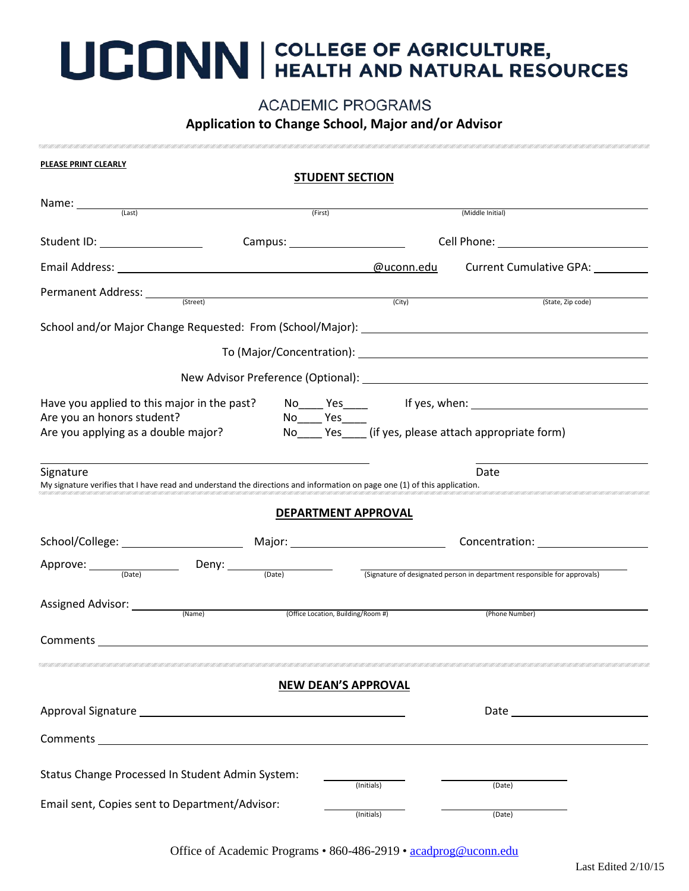# UCONN | COLLEGE OF AGRICULTURE, HEALTH AND NATURAL RESOURCES

ACADEMIC PROGRAMS

## Application to Change School, Major and/or Advisor

**PLEASE PRINT CLEARLY**

### STUDENT SECTION

Name: ______________________________________________________________________
(Last) (First) (Middle Initial)

Student ID: _______________ Campus: ________________ Cell Phone: ______________________

Email Address: ________________________________________@uconn.edu Current Cumulative GPA: ________

Permanent Address: ______________________________________________________________
(Street) (City) (State, Zip code)

School and/or Major Change Requested: From (School/Major): _______________________________

To (Major/Concentration): _______________________________

New Advisor Preference (Optional): _______________________________

Have you applied to this major in the past? No____ Yes____ If yes, when: ____________________

Are you an honors student? No____ Yes____

Are you applying as a double major? No____ Yes____ (if yes, please attach appropriate form)

_______________________________________ _______________________

Signature Date

My signature verifies that I have read and understand the directions and information on page one (1) of this application.

### DEPARTMENT APPROVAL

School/College: ________________ Major: ____________________ Concentration: ________________

Approve: ____________ Deny: ____________ ______________________________________________
(Date) (Date) (Signature of designated person in department responsible for approvals)

Assigned Advisor: __________________________________________________________________
(Name) (Office Location, Building/Room #) (Phone Number)

Comments ______________________________________________________________________

### NEW DEAN'S APPROVAL

Approval Signature ___________________________________ Date ____________________

Comments ______________________________________________________________________

Status Change Processed In Student Admin System: ____________ ____________
(Initials) (Date)

Email sent, Copies sent to Department/Advisor: ____________ ____________
(Initials) (Date)

Office of Academic Programs • 860-486-2919 • acadprog@uconn.edu

Last Edited 2/10/15